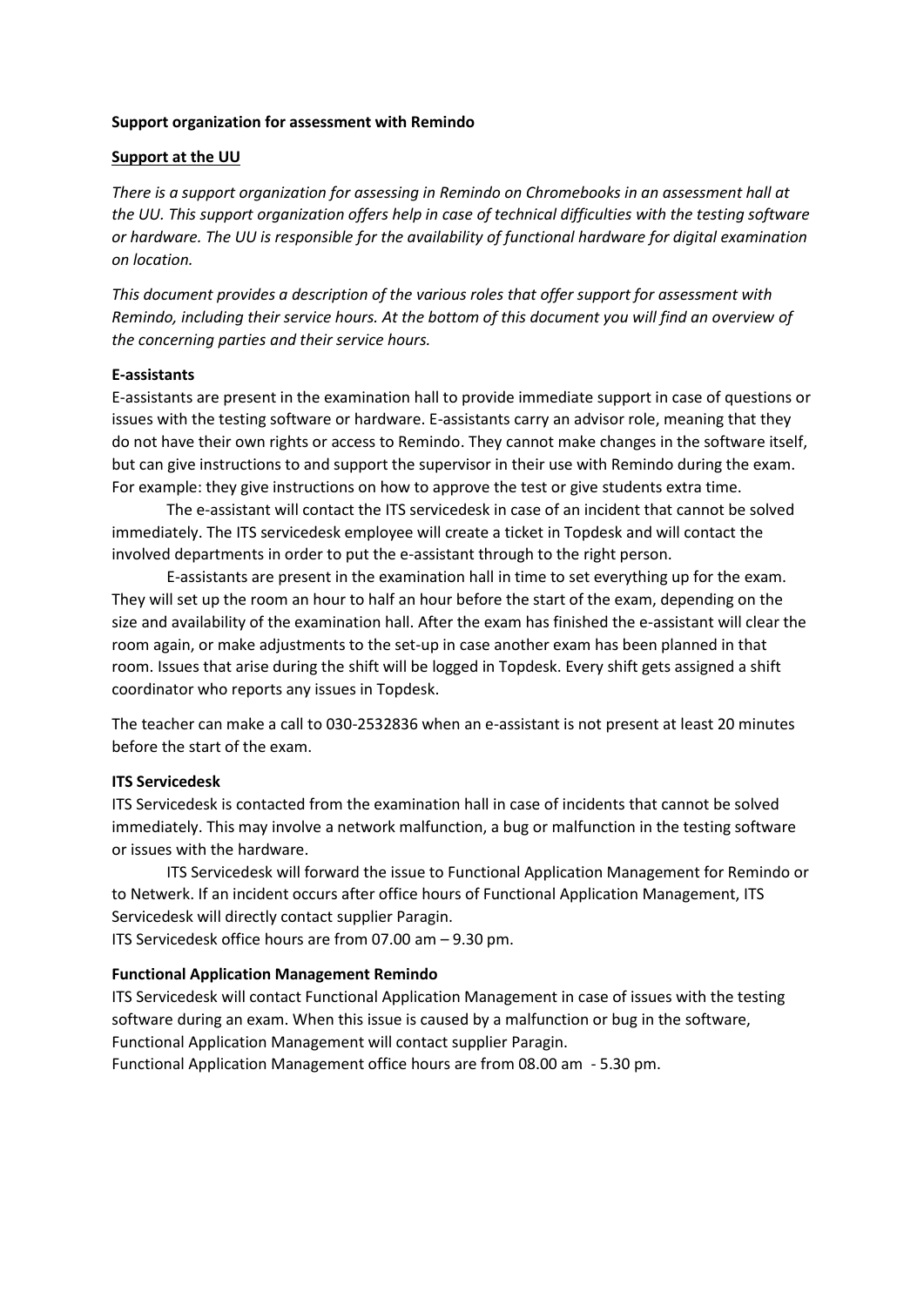# Support organization for assessment with Remindo

## Support at the UU

*There is a support organization for assessing in Remindo on Chromebooks in an assessment hall at the UU. This support organization offers help in case of technical difficulties with the testing software or hardware. The UU is responsible for the availability of functional hardware for digital examination on location.*

*This document provides a description of the various roles that offer support for assessment with Remindo, including their service hours. At the bottom of this document you will find an overview of the concerning parties and their service hours.*

### E-assistants

E-assistants are present in the examination hall to provide immediate support in case of questions or issues with the testing software or hardware. E-assistants carry an advisor role, meaning that they do not have their own rights or access to Remindo. They cannot make changes in the software itself, but can give instructions to and support the supervisor in their use with Remindo during the exam. For example: they give instructions on how to approve the test or give students extra time.

The e-assistant will contact the ITS servicedesk in case of an incident that cannot be solved immediately. The ITS servicedesk employee will create a ticket in Topdesk and will contact the involved departments in order to put the e-assistant through to the right person.

E-assistants are present in the examination hall in time to set everything up for the exam. They will set up the room an hour to half an hour before the start of the exam, depending on the size and availability of the examination hall. After the exam has finished the e-assistant will clear the room again, or make adjustments to the set-up in case another exam has been planned in that room. Issues that arise during the shift will be logged in Topdesk. Every shift gets assigned a shift coordinator who reports any issues in Topdesk.

The teacher can make a call to 030-2532836 when an e-assistant is not present at least 20 minutes before the start of the exam.

### ITS Servicedesk

ITS Servicedesk is contacted from the examination hall in case of incidents that cannot be solved immediately. This may involve a network malfunction, a bug or malfunction in the testing software or issues with the hardware.

ITS Servicedesk will forward the issue to Functional Application Management for Remindo or to Netwerk. If an incident occurs after office hours of Functional Application Management, ITS Servicedesk will directly contact supplier Paragin.

ITS Servicedesk office hours are from 07.00 am – 9.30 pm.

### Functional Application Management Remindo

ITS Servicedesk will contact Functional Application Management in case of issues with the testing software during an exam. When this issue is caused by a malfunction or bug in the software, Functional Application Management will contact supplier Paragin.

Functional Application Management office hours are from 08.00 am - 5.30 pm.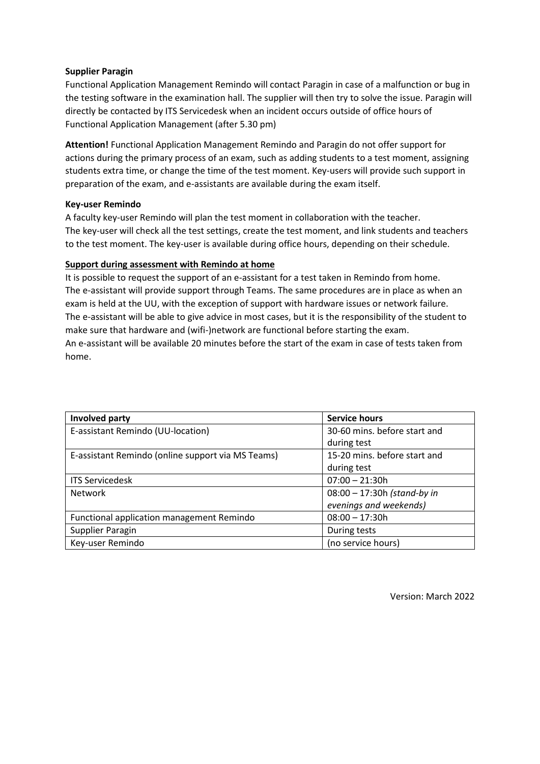**Supplier Paragin**

Functional Application Management Remindo will contact Paragin in case of a malfunction or bug in the testing software in the examination hall. The supplier will then try to solve the issue. Paragin will directly be contacted by ITS Servicedesk when an incident occurs outside of office hours of Functional Application Management (after 5.30 pm)

**Attention!** Functional Application Management Remindo and Paragin do not offer support for actions during the primary process of an exam, such as adding students to a test moment, assigning students extra time, or change the time of the test moment. Key-users will provide such support in preparation of the exam, and e-assistants are available during the exam itself.

**Key-user Remindo**

A faculty key-user Remindo will plan the test moment in collaboration with the teacher.
The key-user will check all the test settings, create the test moment, and link students and teachers to the test moment. The key-user is available during office hours, depending on their schedule.

**Support during assessment with Remindo at home**

It is possible to request the support of an e-assistant for a test taken in Remindo from home.
The e-assistant will provide support through Teams. The same procedures are in place as when an exam is held at the UU, with the exception of support with hardware issues or network failure.
The e-assistant will be able to give advice in most cases, but it is the responsibility of the student to make sure that hardware and (wifi-)network are functional before starting the exam.
An e-assistant will be available 20 minutes before the start of the exam in case of tests taken from home.

| **Involved party** | **Service hours** |
|---|---|
| E-assistant Remindo (UU-location) | 30-60 mins. before start and during test |
| E-assistant Remindo (online support via MS Teams) | 15-20 mins. before start and during test |
| ITS Servicedesk | 07:00 – 21:30h |
| Network | 08:00 – 17:30h *(stand-by in evenings and weekends)* |
| Functional application management Remindo | 08:00 – 17:30h |
| Supplier Paragin | During tests |
| Key-user Remindo | (no service hours) |

Version: March 2022